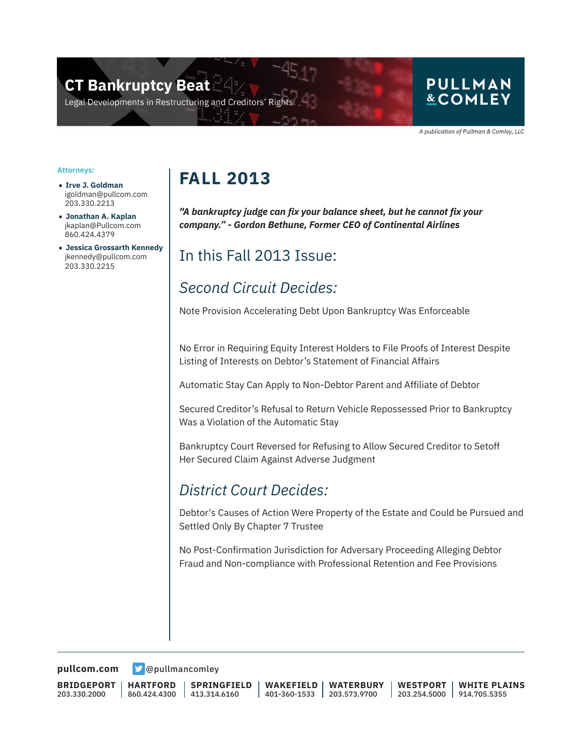# CT Bankruptcy Beat

Legal Developments in Restructuring and Creditors' Rights

PULLMAN & COMLEY

*A publication of Pullman & Comley, LLC*

**Attorneys:**

- **Irve J. Goldman**
  igoldman@pullcom.com
  203.330.2213
- **Jonathan A. Kaplan**
  jkaplan@Pullcom.com
  860.424.4379
- **Jessica Grossarth Kennedy**
  jkennedy@pullcom.com
  203.330.2215

# FALL 2013

***"A bankruptcy judge can fix your balance sheet, but he cannot fix your company." - Gordon Bethune, Former CEO of Continental Airlines***

## In this Fall 2013 Issue:

### *Second Circuit Decides:*

Note Provision Accelerating Debt Upon Bankruptcy Was Enforceable

No Error in Requiring Equity Interest Holders to File Proofs of Interest Despite Listing of Interests on Debtor's Statement of Financial Affairs

Automatic Stay Can Apply to Non-Debtor Parent and Affiliate of Debtor

Secured Creditor's Refusal to Return Vehicle Repossessed Prior to Bankruptcy Was a Violation of the Automatic Stay

Bankruptcy Court Reversed for Refusing to Allow Secured Creditor to Setoff Her Secured Claim Against Adverse Judgment

### *District Court Decides:*

Debtor's Causes of Action Were Property of the Estate and Could be Pursued and Settled Only By Chapter 7 Trustee

No Post-Confirmation Jurisdiction for Adversary Proceeding Alleging Debtor Fraud and Non-compliance with Professional Retention and Fee Provisions

pullcom.com @pullmancomley

| BRIDGEPORT | HARTFORD | SPRINGFIELD | WAKEFIELD | WATERBURY | WESTPORT | WHITE PLAINS |
|---|---|---|---|---|---|---|
| 203.330.2000 | 860.424.4300 | 413.314.6160 | 401-360-1533 | 203.573.9700 | 203.254.5000 | 914.705.5355 |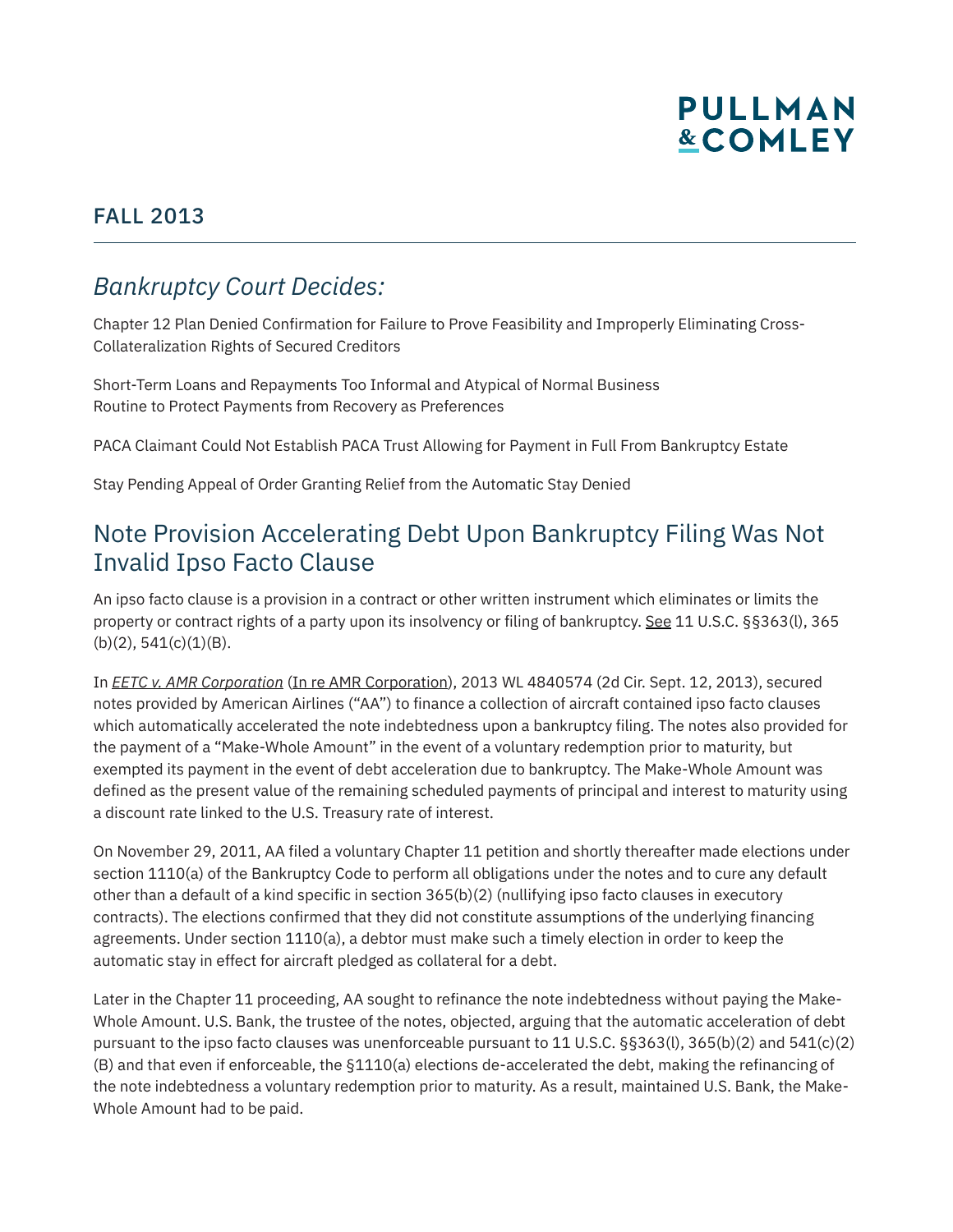## FALL 2013

## *Bankruptcy Court Decides:*

Chapter 12 Plan Denied Confirmation for Failure to Prove Feasibility and Improperly Eliminating Cross-Collateralization Rights of Secured Creditors

Short-Term Loans and Repayments Too Informal and Atypical of Normal Business Routine to Protect Payments from Recovery as Preferences

PACA Claimant Could Not Establish PACA Trust Allowing for Payment in Full From Bankruptcy Estate

Stay Pending Appeal of Order Granting Relief from the Automatic Stay Denied

## Note Provision Accelerating Debt Upon Bankruptcy Filing Was Not Invalid Ipso Facto Clause

An ipso facto clause is a provision in a contract or other written instrument which eliminates or limits the property or contract rights of a party upon its insolvency or filing of bankruptcy. See 11 U.S.C. §§363(l), 365 (b)(2), 541(c)(1)(B).

In *EETC v. AMR Corporation* (In re AMR Corporation), 2013 WL 4840574 (2d Cir. Sept. 12, 2013), secured notes provided by American Airlines ("AA") to finance a collection of aircraft contained ipso facto clauses which automatically accelerated the note indebtedness upon a bankruptcy filing. The notes also provided for the payment of a "Make-Whole Amount" in the event of a voluntary redemption prior to maturity, but exempted its payment in the event of debt acceleration due to bankruptcy. The Make-Whole Amount was defined as the present value of the remaining scheduled payments of principal and interest to maturity using a discount rate linked to the U.S. Treasury rate of interest.

On November 29, 2011, AA filed a voluntary Chapter 11 petition and shortly thereafter made elections under section 1110(a) of the Bankruptcy Code to perform all obligations under the notes and to cure any default other than a default of a kind specific in section 365(b)(2) (nullifying ipso facto clauses in executory contracts). The elections confirmed that they did not constitute assumptions of the underlying financing agreements. Under section 1110(a), a debtor must make such a timely election in order to keep the automatic stay in effect for aircraft pledged as collateral for a debt.

Later in the Chapter 11 proceeding, AA sought to refinance the note indebtedness without paying the Make-Whole Amount. U.S. Bank, the trustee of the notes, objected, arguing that the automatic acceleration of debt pursuant to the ipso facto clauses was unenforceable pursuant to 11 U.S.C. §§363(l), 365(b)(2) and 541(c)(2)(B) and that even if enforceable, the §1110(a) elections de-accelerated the debt, making the refinancing of the note indebtedness a voluntary redemption prior to maturity. As a result, maintained U.S. Bank, the Make-Whole Amount had to be paid.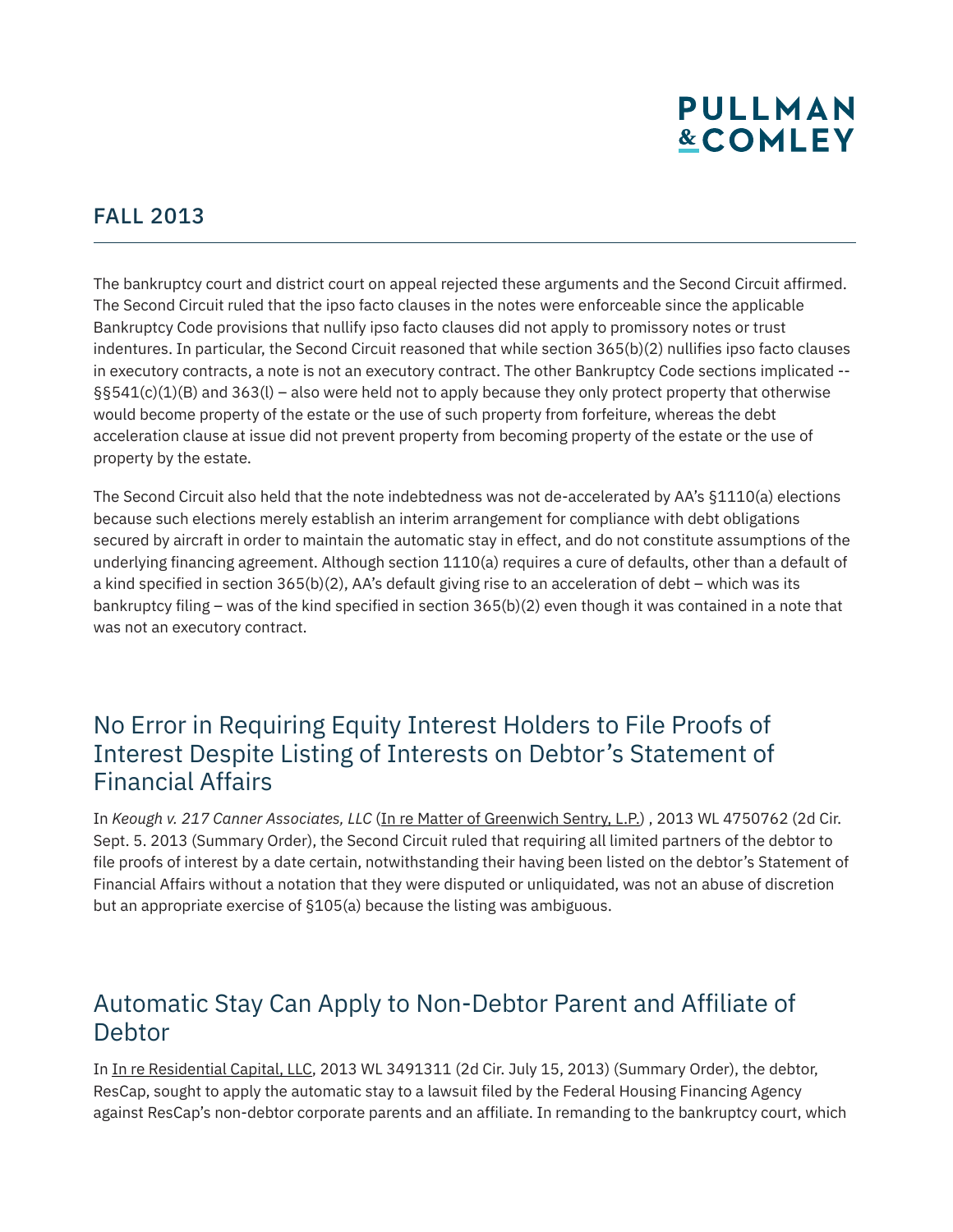The bankruptcy court and district court on appeal rejected these arguments and the Second Circuit affirmed. The Second Circuit ruled that the ipso facto clauses in the notes were enforceable since the applicable Bankruptcy Code provisions that nullify ipso facto clauses did not apply to promissory notes or trust indentures. In particular, the Second Circuit reasoned that while section 365(b)(2) nullifies ipso facto clauses in executory contracts, a note is not an executory contract. The other Bankruptcy Code sections implicated -- §§541(c)(1)(B) and 363(l) – also were held not to apply because they only protect property that otherwise would become property of the estate or the use of such property from forfeiture, whereas the debt acceleration clause at issue did not prevent property from becoming property of the estate or the use of property by the estate.

The Second Circuit also held that the note indebtedness was not de-accelerated by AA's §1110(a) elections because such elections merely establish an interim arrangement for compliance with debt obligations secured by aircraft in order to maintain the automatic stay in effect, and do not constitute assumptions of the underlying financing agreement. Although section 1110(a) requires a cure of defaults, other than a default of a kind specified in section 365(b)(2), AA's default giving rise to an acceleration of debt – which was its bankruptcy filing – was of the kind specified in section 365(b)(2) even though it was contained in a note that was not an executory contract.

## No Error in Requiring Equity Interest Holders to File Proofs of Interest Despite Listing of Interests on Debtor's Statement of Financial Affairs

In *Keough v. 217 Canner Associates, LLC* (In re Matter of Greenwich Sentry, L.P.) , 2013 WL 4750762 (2d Cir. Sept. 5. 2013 (Summary Order), the Second Circuit ruled that requiring all limited partners of the debtor to file proofs of interest by a date certain, notwithstanding their having been listed on the debtor's Statement of Financial Affairs without a notation that they were disputed or unliquidated, was not an abuse of discretion but an appropriate exercise of §105(a) because the listing was ambiguous.

## Automatic Stay Can Apply to Non-Debtor Parent and Affiliate of Debtor

In In re Residential Capital, LLC, 2013 WL 3491311 (2d Cir. July 15, 2013) (Summary Order), the debtor, ResCap, sought to apply the automatic stay to a lawsuit filed by the Federal Housing Financing Agency against ResCap's non-debtor corporate parents and an affiliate. In remanding to the bankruptcy court, which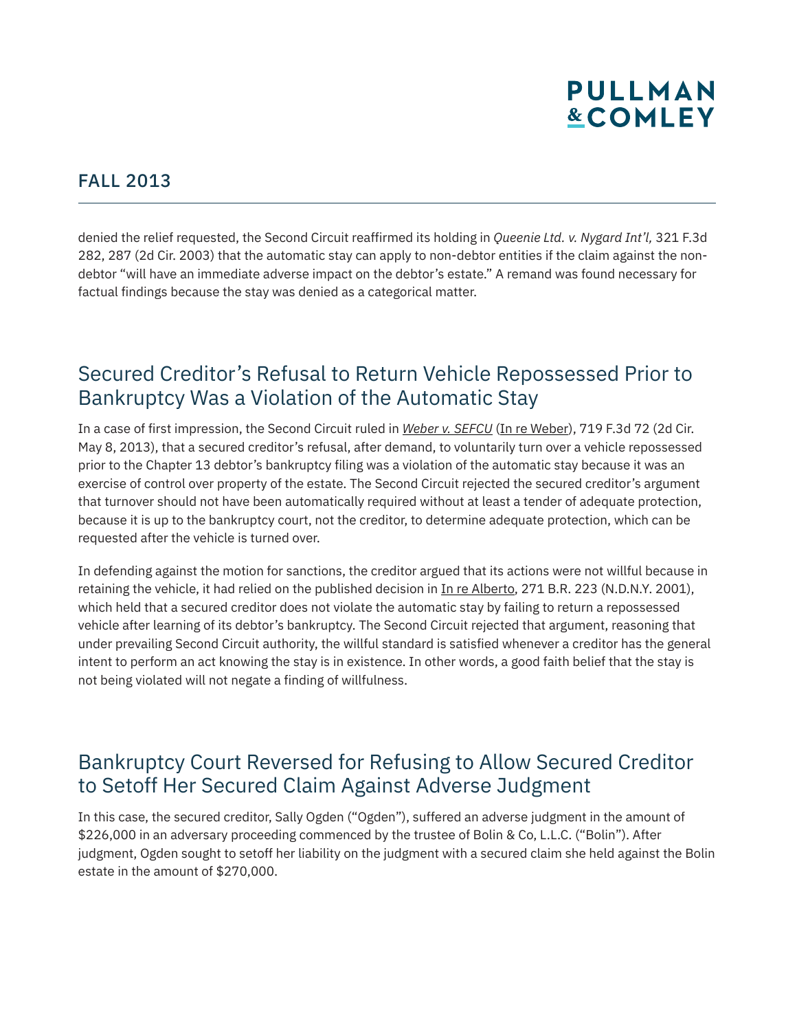denied the relief requested, the Second Circuit reaffirmed its holding in *Queenie Ltd. v. Nygard Int'l,* 321 F.3d 282, 287 (2d Cir. 2003) that the automatic stay can apply to non-debtor entities if the claim against the non-debtor "will have an immediate adverse impact on the debtor's estate." A remand was found necessary for factual findings because the stay was denied as a categorical matter.

## Secured Creditor's Refusal to Return Vehicle Repossessed Prior to Bankruptcy Was a Violation of the Automatic Stay

In a case of first impression, the Second Circuit ruled in *Weber v. SEFCU* (In re Weber), 719 F.3d 72 (2d Cir. May 8, 2013), that a secured creditor's refusal, after demand, to voluntarily turn over a vehicle repossessed prior to the Chapter 13 debtor's bankruptcy filing was a violation of the automatic stay because it was an exercise of control over property of the estate. The Second Circuit rejected the secured creditor's argument that turnover should not have been automatically required without at least a tender of adequate protection, because it is up to the bankruptcy court, not the creditor, to determine adequate protection, which can be requested after the vehicle is turned over.

In defending against the motion for sanctions, the creditor argued that its actions were not willful because in retaining the vehicle, it had relied on the published decision in In re Alberto, 271 B.R. 223 (N.D.N.Y. 2001), which held that a secured creditor does not violate the automatic stay by failing to return a repossessed vehicle after learning of its debtor's bankruptcy. The Second Circuit rejected that argument, reasoning that under prevailing Second Circuit authority, the willful standard is satisfied whenever a creditor has the general intent to perform an act knowing the stay is in existence. In other words, a good faith belief that the stay is not being violated will not negate a finding of willfulness.

## Bankruptcy Court Reversed for Refusing to Allow Secured Creditor to Setoff Her Secured Claim Against Adverse Judgment

In this case, the secured creditor, Sally Ogden ("Ogden"), suffered an adverse judgment in the amount of $226,000 in an adversary proceeding commenced by the trustee of Bolin & Co, L.L.C. ("Bolin"). After judgment, Ogden sought to setoff her liability on the judgment with a secured claim she held against the Bolin estate in the amount of $270,000.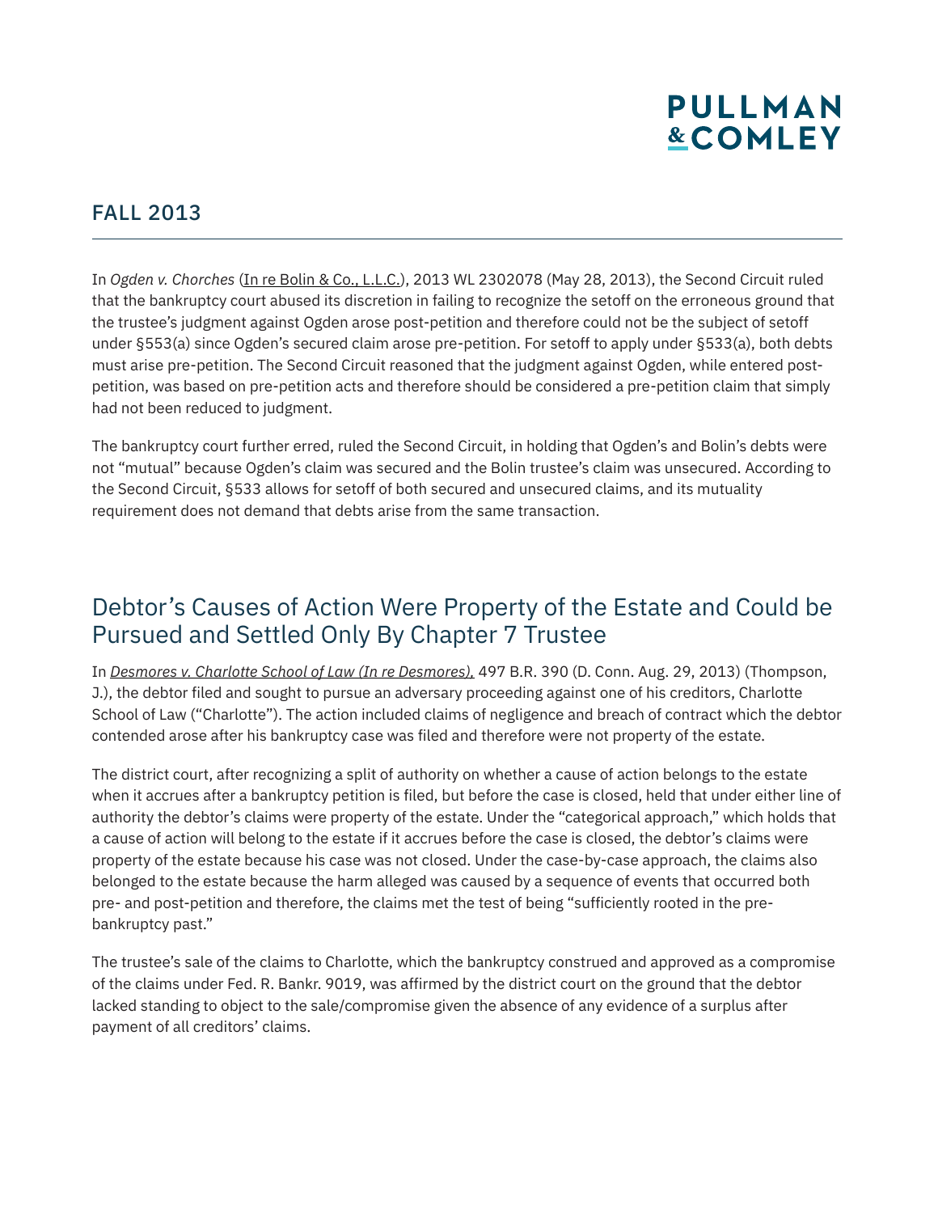## FALL 2013

In *Ogden v. Chorches* (In re Bolin & Co., L.L.C.), 2013 WL 2302078 (May 28, 2013), the Second Circuit ruled that the bankruptcy court abused its discretion in failing to recognize the setoff on the erroneous ground that the trustee's judgment against Ogden arose post-petition and therefore could not be the subject of setoff under §553(a) since Ogden's secured claim arose pre-petition. For setoff to apply under §533(a), both debts must arise pre-petition. The Second Circuit reasoned that the judgment against Ogden, while entered post-petition, was based on pre-petition acts and therefore should be considered a pre-petition claim that simply had not been reduced to judgment.

The bankruptcy court further erred, ruled the Second Circuit, in holding that Ogden's and Bolin's debts were not "mutual" because Ogden's claim was secured and the Bolin trustee's claim was unsecured. According to the Second Circuit, §533 allows for setoff of both secured and unsecured claims, and its mutuality requirement does not demand that debts arise from the same transaction.

## Debtor's Causes of Action Were Property of the Estate and Could be Pursued and Settled Only By Chapter 7 Trustee

In *Desmores v. Charlotte School of Law (In re Desmores),* 497 B.R. 390 (D. Conn. Aug. 29, 2013) (Thompson, J.), the debtor filed and sought to pursue an adversary proceeding against one of his creditors, Charlotte School of Law ("Charlotte"). The action included claims of negligence and breach of contract which the debtor contended arose after his bankruptcy case was filed and therefore were not property of the estate.

The district court, after recognizing a split of authority on whether a cause of action belongs to the estate when it accrues after a bankruptcy petition is filed, but before the case is closed, held that under either line of authority the debtor's claims were property of the estate. Under the "categorical approach," which holds that a cause of action will belong to the estate if it accrues before the case is closed, the debtor's claims were property of the estate because his case was not closed. Under the case-by-case approach, the claims also belonged to the estate because the harm alleged was caused by a sequence of events that occurred both pre- and post-petition and therefore, the claims met the test of being "sufficiently rooted in the pre-bankruptcy past."

The trustee's sale of the claims to Charlotte, which the bankruptcy construed and approved as a compromise of the claims under Fed. R. Bankr. 9019, was affirmed by the district court on the ground that the debtor lacked standing to object to the sale/compromise given the absence of any evidence of a surplus after payment of all creditors' claims.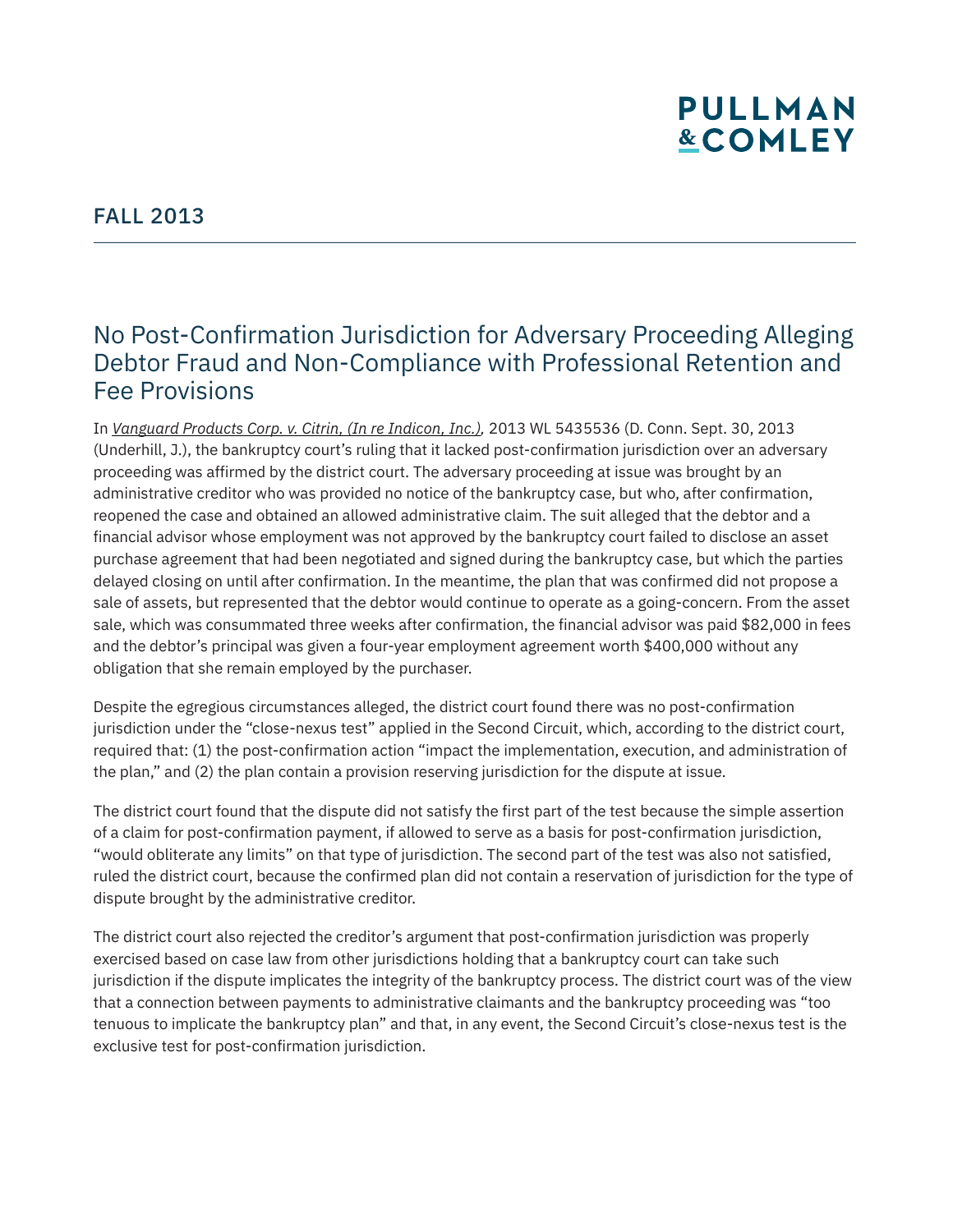# No Post-Confirmation Jurisdiction for Adversary Proceeding Alleging Debtor Fraud and Non-Compliance with Professional Retention and Fee Provisions

In *Vanguard Products Corp. v. Citrin, (In re Indicon, Inc.),* 2013 WL 5435536 (D. Conn. Sept. 30, 2013 (Underhill, J.), the bankruptcy court's ruling that it lacked post-confirmation jurisdiction over an adversary proceeding was affirmed by the district court. The adversary proceeding at issue was brought by an administrative creditor who was provided no notice of the bankruptcy case, but who, after confirmation, reopened the case and obtained an allowed administrative claim. The suit alleged that the debtor and a financial advisor whose employment was not approved by the bankruptcy court failed to disclose an asset purchase agreement that had been negotiated and signed during the bankruptcy case, but which the parties delayed closing on until after confirmation. In the meantime, the plan that was confirmed did not propose a sale of assets, but represented that the debtor would continue to operate as a going-concern. From the asset sale, which was consummated three weeks after confirmation, the financial advisor was paid $82,000 in fees and the debtor's principal was given a four-year employment agreement worth $400,000 without any obligation that she remain employed by the purchaser.

Despite the egregious circumstances alleged, the district court found there was no post-confirmation jurisdiction under the "close-nexus test" applied in the Second Circuit, which, according to the district court, required that: (1) the post-confirmation action "impact the implementation, execution, and administration of the plan," and (2) the plan contain a provision reserving jurisdiction for the dispute at issue.

The district court found that the dispute did not satisfy the first part of the test because the simple assertion of a claim for post-confirmation payment, if allowed to serve as a basis for post-confirmation jurisdiction, "would obliterate any limits" on that type of jurisdiction. The second part of the test was also not satisfied, ruled the district court, because the confirmed plan did not contain a reservation of jurisdiction for the type of dispute brought by the administrative creditor.

The district court also rejected the creditor's argument that post-confirmation jurisdiction was properly exercised based on case law from other jurisdictions holding that a bankruptcy court can take such jurisdiction if the dispute implicates the integrity of the bankruptcy process. The district court was of the view that a connection between payments to administrative claimants and the bankruptcy proceeding was "too tenuous to implicate the bankruptcy plan" and that, in any event, the Second Circuit's close-nexus test is the exclusive test for post-confirmation jurisdiction.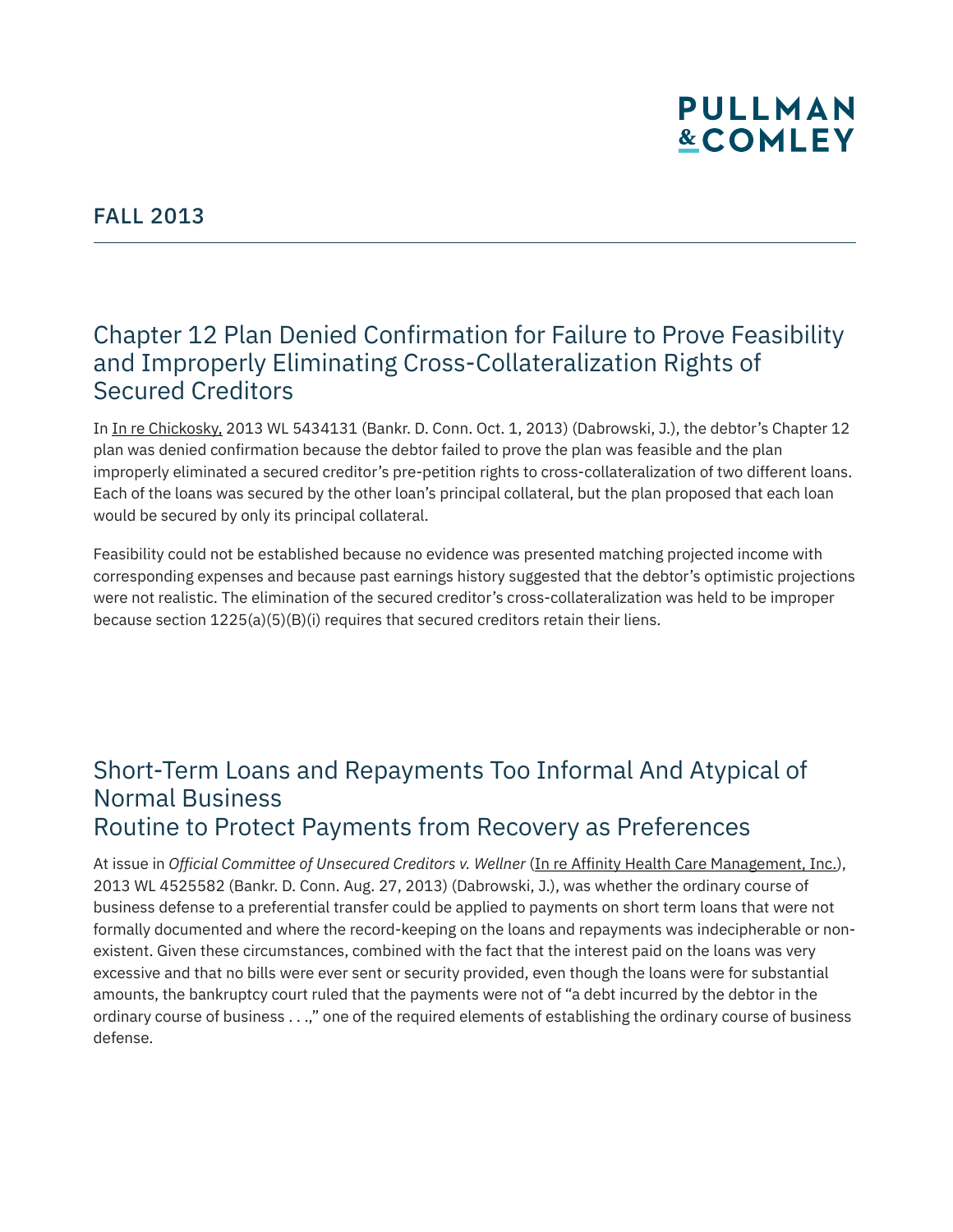# PULLMAN & COMLEY

FALL 2013

## Chapter 12 Plan Denied Confirmation for Failure to Prove Feasibility and Improperly Eliminating Cross-Collateralization Rights of Secured Creditors

In In re Chickosky, 2013 WL 5434131 (Bankr. D. Conn. Oct. 1, 2013) (Dabrowski, J.), the debtor's Chapter 12 plan was denied confirmation because the debtor failed to prove the plan was feasible and the plan improperly eliminated a secured creditor's pre-petition rights to cross-collateralization of two different loans. Each of the loans was secured by the other loan's principal collateral, but the plan proposed that each loan would be secured by only its principal collateral.

Feasibility could not be established because no evidence was presented matching projected income with corresponding expenses and because past earnings history suggested that the debtor's optimistic projections were not realistic. The elimination of the secured creditor's cross-collateralization was held to be improper because section 1225(a)(5)(B)(i) requires that secured creditors retain their liens.

## Short-Term Loans and Repayments Too Informal And Atypical of Normal Business Routine to Protect Payments from Recovery as Preferences

At issue in *Official Committee of Unsecured Creditors v. Wellner* (In re Affinity Health Care Management, Inc.), 2013 WL 4525582 (Bankr. D. Conn. Aug. 27, 2013) (Dabrowski, J.), was whether the ordinary course of business defense to a preferential transfer could be applied to payments on short term loans that were not formally documented and where the record-keeping on the loans and repayments was indecipherable or non-existent. Given these circumstances, combined with the fact that the interest paid on the loans was very excessive and that no bills were ever sent or security provided, even though the loans were for substantial amounts, the bankruptcy court ruled that the payments were not of "a debt incurred by the debtor in the ordinary course of business . . .," one of the required elements of establishing the ordinary course of business defense.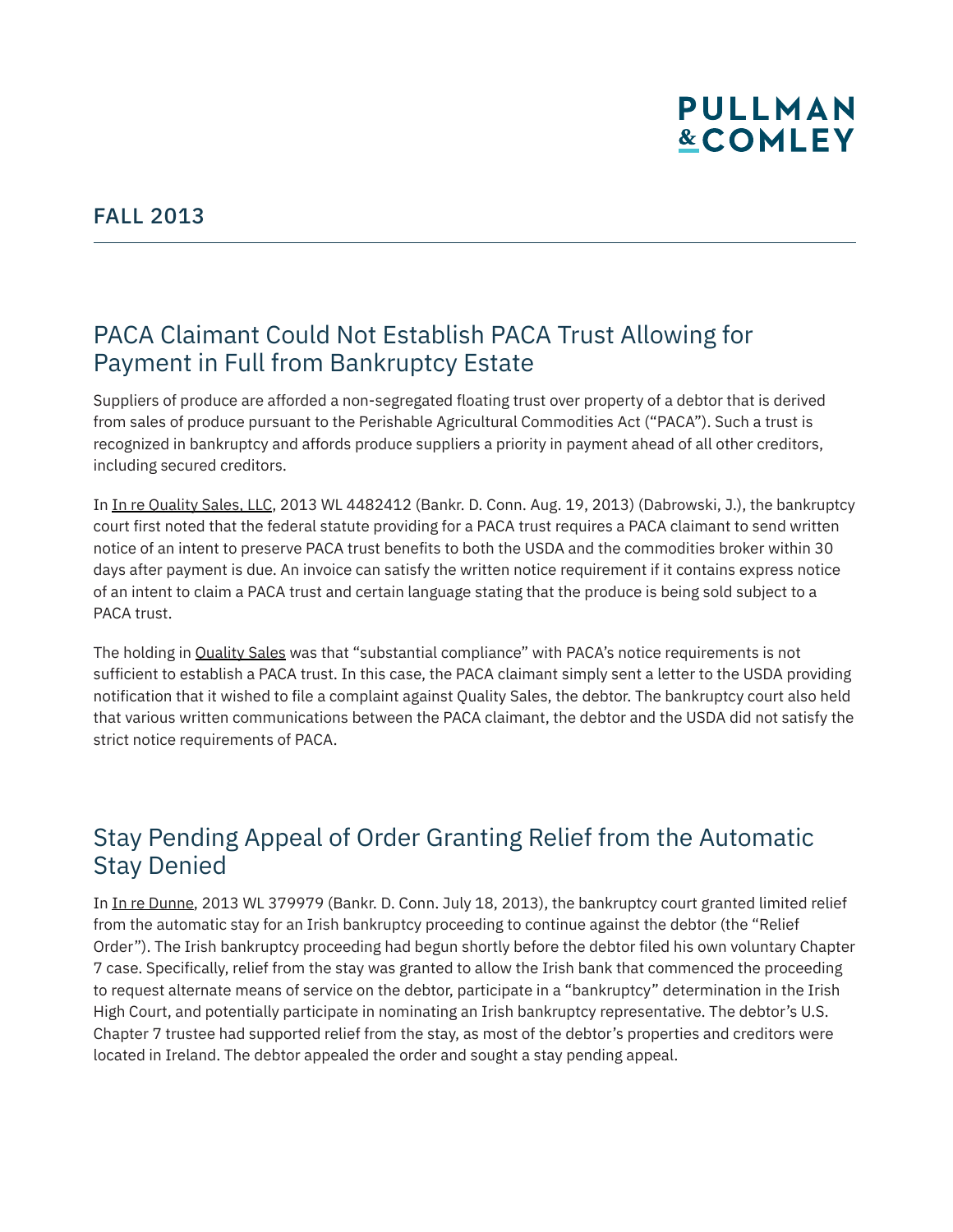FALL 2013

## PACA Claimant Could Not Establish PACA Trust Allowing for Payment in Full from Bankruptcy Estate

Suppliers of produce are afforded a non-segregated floating trust over property of a debtor that is derived from sales of produce pursuant to the Perishable Agricultural Commodities Act ("PACA"). Such a trust is recognized in bankruptcy and affords produce suppliers a priority in payment ahead of all other creditors, including secured creditors.

In In re Quality Sales, LLC, 2013 WL 4482412 (Bankr. D. Conn. Aug. 19, 2013) (Dabrowski, J.), the bankruptcy court first noted that the federal statute providing for a PACA trust requires a PACA claimant to send written notice of an intent to preserve PACA trust benefits to both the USDA and the commodities broker within 30 days after payment is due. An invoice can satisfy the written notice requirement if it contains express notice of an intent to claim a PACA trust and certain language stating that the produce is being sold subject to a PACA trust.

The holding in Quality Sales was that "substantial compliance" with PACA's notice requirements is not sufficient to establish a PACA trust. In this case, the PACA claimant simply sent a letter to the USDA providing notification that it wished to file a complaint against Quality Sales, the debtor. The bankruptcy court also held that various written communications between the PACA claimant, the debtor and the USDA did not satisfy the strict notice requirements of PACA.

## Stay Pending Appeal of Order Granting Relief from the Automatic Stay Denied

In In re Dunne, 2013 WL 379979 (Bankr. D. Conn. July 18, 2013), the bankruptcy court granted limited relief from the automatic stay for an Irish bankruptcy proceeding to continue against the debtor (the "Relief Order"). The Irish bankruptcy proceeding had begun shortly before the debtor filed his own voluntary Chapter 7 case. Specifically, relief from the stay was granted to allow the Irish bank that commenced the proceeding to request alternate means of service on the debtor, participate in a "bankruptcy" determination in the Irish High Court, and potentially participate in nominating an Irish bankruptcy representative. The debtor's U.S. Chapter 7 trustee had supported relief from the stay, as most of the debtor's properties and creditors were located in Ireland. The debtor appealed the order and sought a stay pending appeal.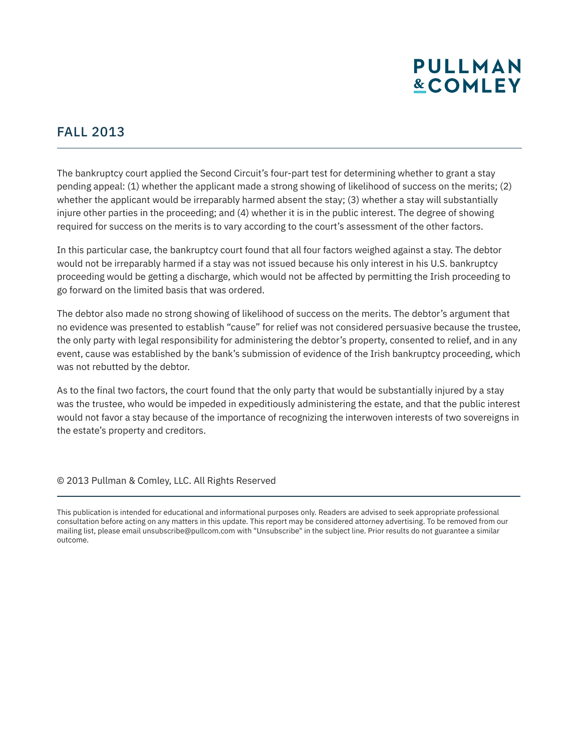The bankruptcy court applied the Second Circuit's four-part test for determining whether to grant a stay pending appeal: (1) whether the applicant made a strong showing of likelihood of success on the merits; (2) whether the applicant would be irreparably harmed absent the stay; (3) whether a stay will substantially injure other parties in the proceeding; and (4) whether it is in the public interest. The degree of showing required for success on the merits is to vary according to the court's assessment of the other factors.

In this particular case, the bankruptcy court found that all four factors weighed against a stay. The debtor would not be irreparably harmed if a stay was not issued because his only interest in his U.S. bankruptcy proceeding would be getting a discharge, which would not be affected by permitting the Irish proceeding to go forward on the limited basis that was ordered.

The debtor also made no strong showing of likelihood of success on the merits. The debtor's argument that no evidence was presented to establish "cause" for relief was not considered persuasive because the trustee, the only party with legal responsibility for administering the debtor's property, consented to relief, and in any event, cause was established by the bank's submission of evidence of the Irish bankruptcy proceeding, which was not rebutted by the debtor.

As to the final two factors, the court found that the only party that would be substantially injured by a stay was the trustee, who would be impeded in expeditiously administering the estate, and that the public interest would not favor a stay because of the importance of recognizing the interwoven interests of two sovereigns in the estate's property and creditors.

© 2013 Pullman & Comley, LLC. All Rights Reserved

This publication is intended for educational and informational purposes only. Readers are advised to seek appropriate professional consultation before acting on any matters in this update. This report may be considered attorney advertising. To be removed from our mailing list, please email unsubscribe@pullcom.com with "Unsubscribe" in the subject line. Prior results do not guarantee a similar outcome.